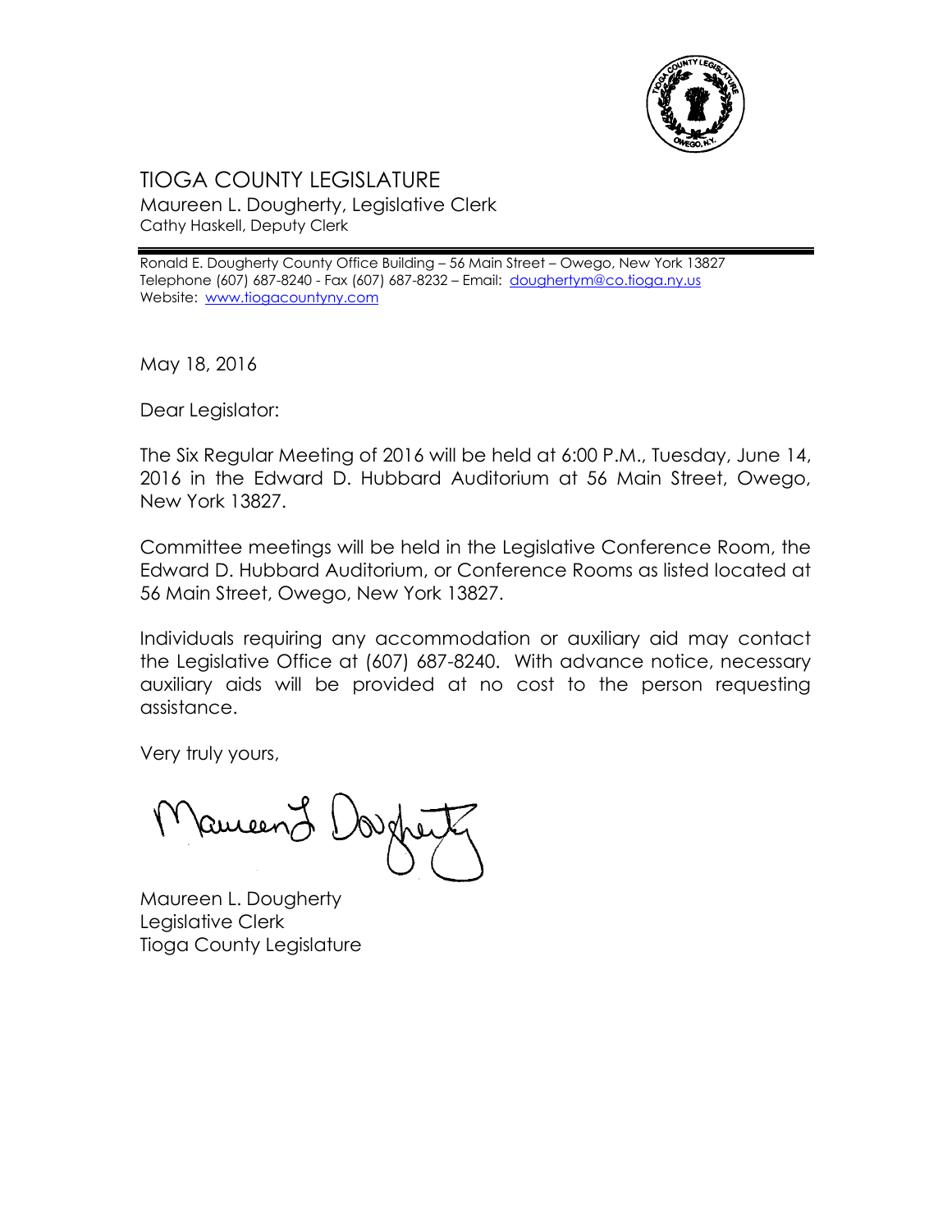# TIOGA COUNTY LEGISLATURE

Maureen L. Dougherty, Legislative Clerk
Cathy Haskell, Deputy Clerk

Ronald E. Dougherty County Office Building – 56 Main Street – Owego, New York 13827
Telephone (607) 687-8240 - Fax (607) 687-8232 – Email: doughertym@co.tioga.ny.us
Website: www.tiogacountyny.com

May 18, 2016

Dear Legislator:

The Six Regular Meeting of 2016 will be held at 6:00 P.M., Tuesday, June 14, 2016 in the Edward D. Hubbard Auditorium at 56 Main Street, Owego, New York 13827.

Committee meetings will be held in the Legislative Conference Room, the Edward D. Hubbard Auditorium, or Conference Rooms as listed located at 56 Main Street, Owego, New York 13827.

Individuals requiring any accommodation or auxiliary aid may contact the Legislative Office at (607) 687-8240. With advance notice, necessary auxiliary aids will be provided at no cost to the person requesting assistance.

Very truly yours,

Maureen L. Dougherty

Maureen L. Dougherty
Legislative Clerk
Tioga County Legislature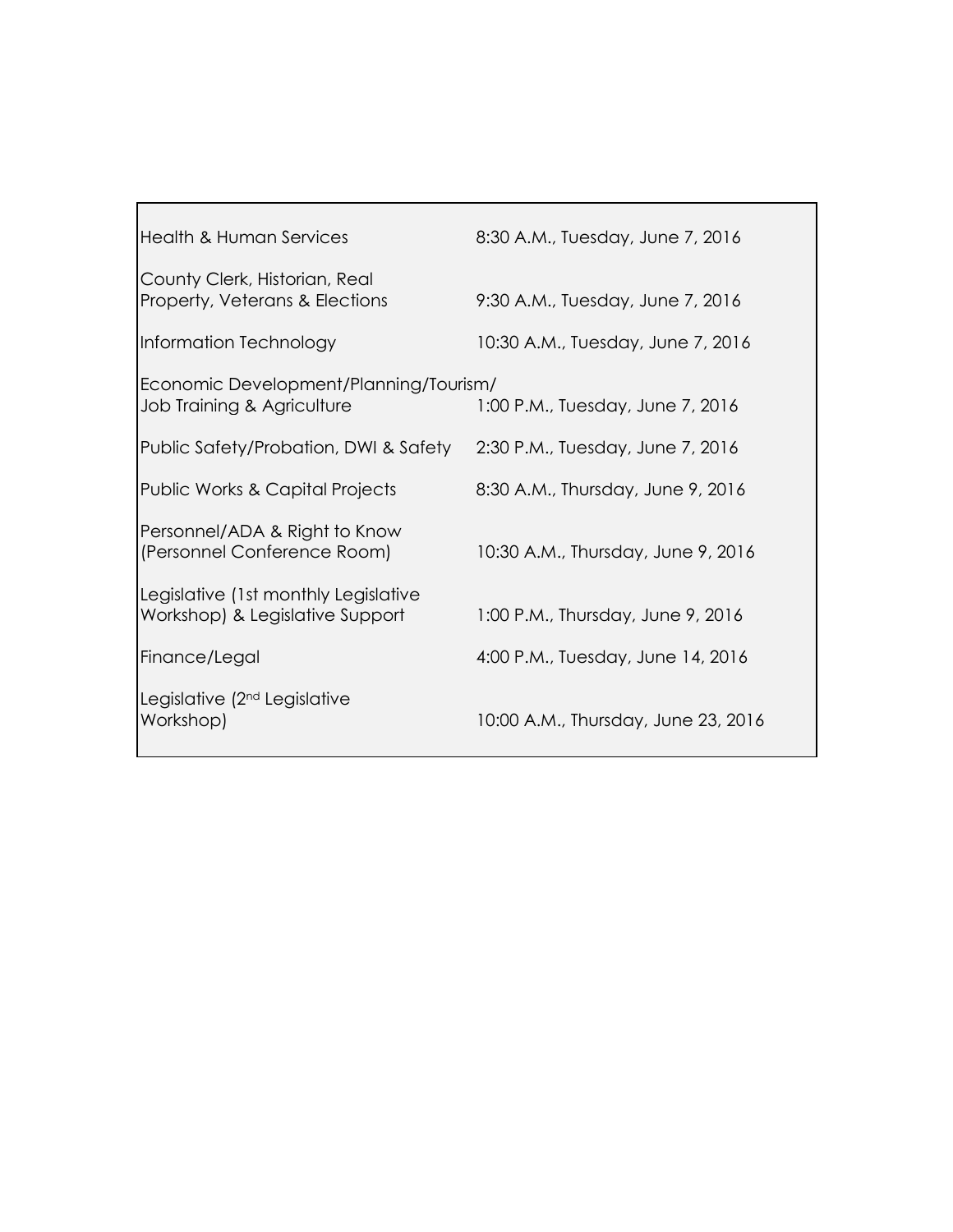| | |
|---|---|
| Health & Human Services | 8:30 A.M., Tuesday, June 7, 2016 |
| County Clerk, Historian, Real Property, Veterans & Elections | 9:30 A.M., Tuesday, June 7, 2016 |
| Information Technology | 10:30 A.M., Tuesday, June 7, 2016 |
| Economic Development/Planning/Tourism/ Job Training & Agriculture | 1:00 P.M., Tuesday, June 7, 2016 |
| Public Safety/Probation, DWI & Safety | 2:30 P.M., Tuesday, June 7, 2016 |
| Public Works & Capital Projects | 8:30 A.M., Thursday, June 9, 2016 |
| Personnel/ADA & Right to Know (Personnel Conference Room) | 10:30 A.M., Thursday, June 9, 2016 |
| Legislative (1st monthly Legislative Workshop) & Legislative Support | 1:00 P.M., Thursday, June 9, 2016 |
| Finance/Legal | 4:00 P.M., Tuesday, June 14, 2016 |
| Legislative (2nd Legislative Workshop) | 10:00 A.M., Thursday, June 23, 2016 |